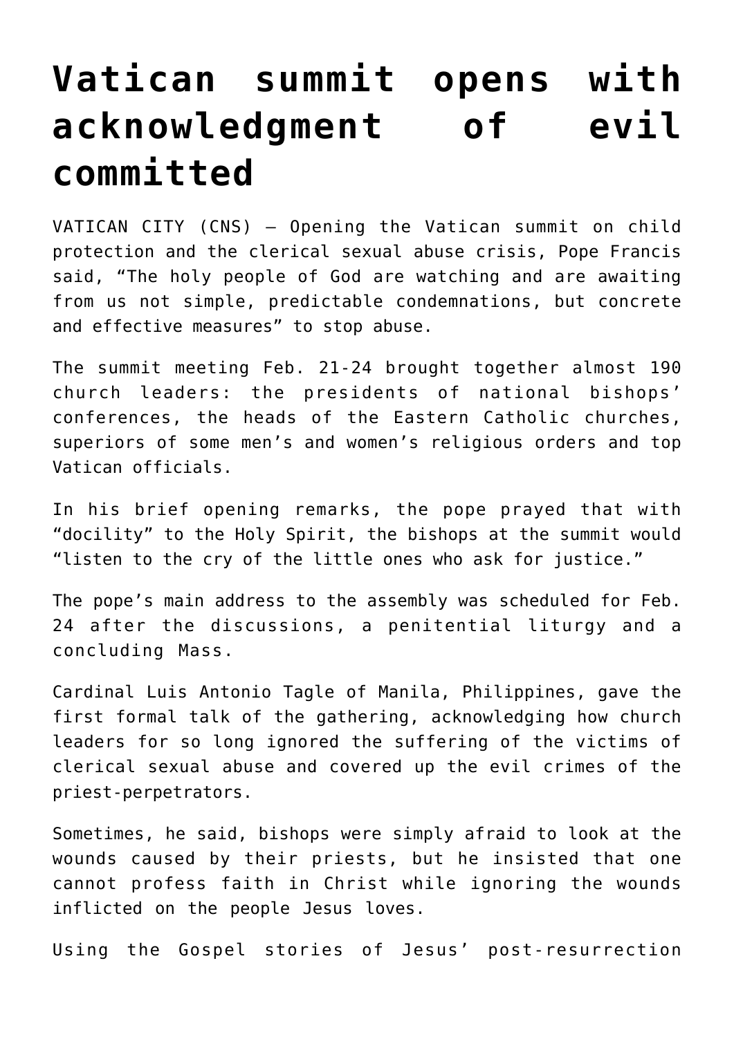# Vatican summit opens with acknowledgment of evil committed

VATICAN CITY (CNS) — Opening the Vatican summit on child protection and the clerical sexual abuse crisis, Pope Francis said, "The holy people of God are watching and are awaiting from us not simple, predictable condemnations, but concrete and effective measures" to stop abuse.

The summit meeting Feb. 21-24 brought together almost 190 church leaders: the presidents of national bishops' conferences, the heads of the Eastern Catholic churches, superiors of some men's and women's religious orders and top Vatican officials.

In his brief opening remarks, the pope prayed that with "docility" to the Holy Spirit, the bishops at the summit would "listen to the cry of the little ones who ask for justice."

The pope's main address to the assembly was scheduled for Feb. 24 after the discussions, a penitential liturgy and a concluding Mass.

Cardinal Luis Antonio Tagle of Manila, Philippines, gave the first formal talk of the gathering, acknowledging how church leaders for so long ignored the suffering of the victims of clerical sexual abuse and covered up the evil crimes of the priest-perpetrators.

Sometimes, he said, bishops were simply afraid to look at the wounds caused by their priests, but he insisted that one cannot profess faith in Christ while ignoring the wounds inflicted on the people Jesus loves.

Using the Gospel stories of Jesus' post-resurrection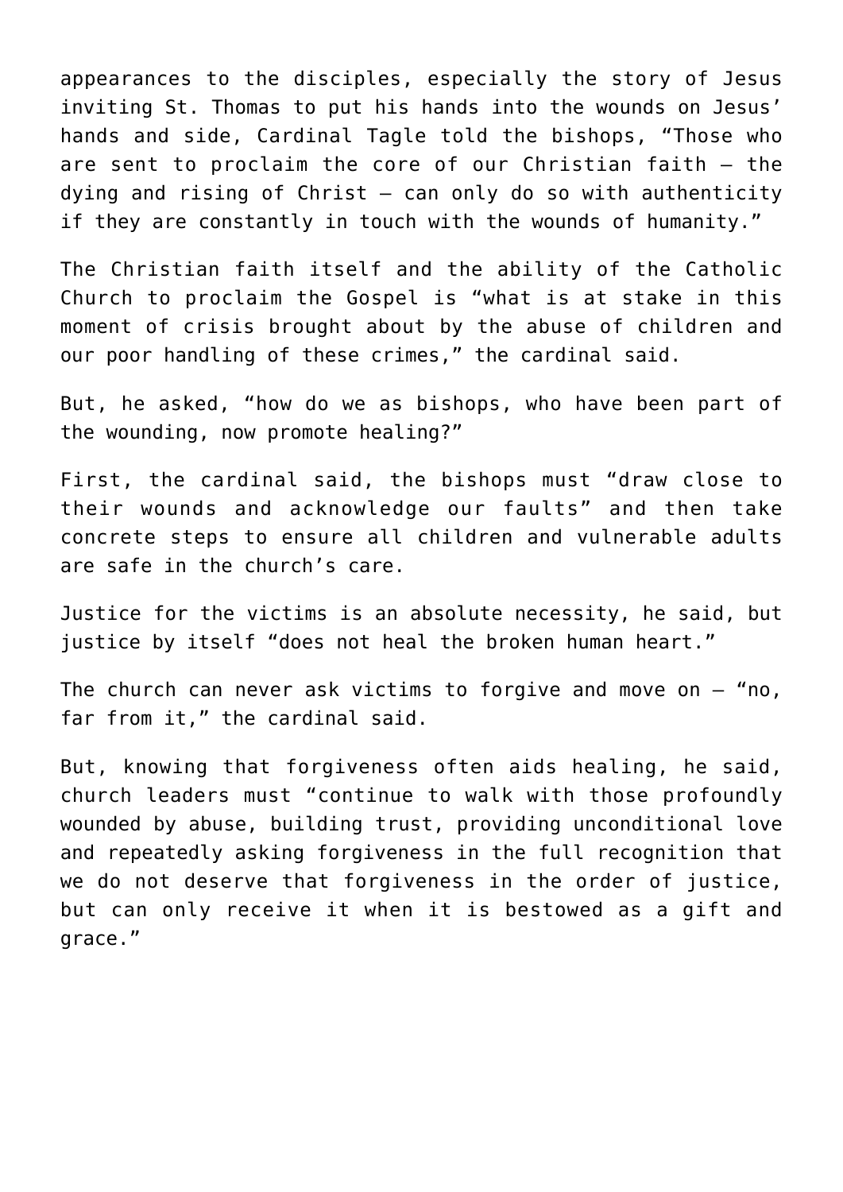appearances to the disciples, especially the story of Jesus inviting St. Thomas to put his hands into the wounds on Jesus' hands and side, Cardinal Tagle told the bishops, "Those who are sent to proclaim the core of our Christian faith — the dying and rising of Christ — can only do so with authenticity if they are constantly in touch with the wounds of humanity."

The Christian faith itself and the ability of the Catholic Church to proclaim the Gospel is "what is at stake in this moment of crisis brought about by the abuse of children and our poor handling of these crimes," the cardinal said.

But, he asked, "how do we as bishops, who have been part of the wounding, now promote healing?"

First, the cardinal said, the bishops must "draw close to their wounds and acknowledge our faults" and then take concrete steps to ensure all children and vulnerable adults are safe in the church's care.

Justice for the victims is an absolute necessity, he said, but justice by itself "does not heal the broken human heart."

The church can never ask victims to forgive and move on — "no, far from it," the cardinal said.

But, knowing that forgiveness often aids healing, he said, church leaders must "continue to walk with those profoundly wounded by abuse, building trust, providing unconditional love and repeatedly asking forgiveness in the full recognition that we do not deserve that forgiveness in the order of justice, but can only receive it when it is bestowed as a gift and grace."